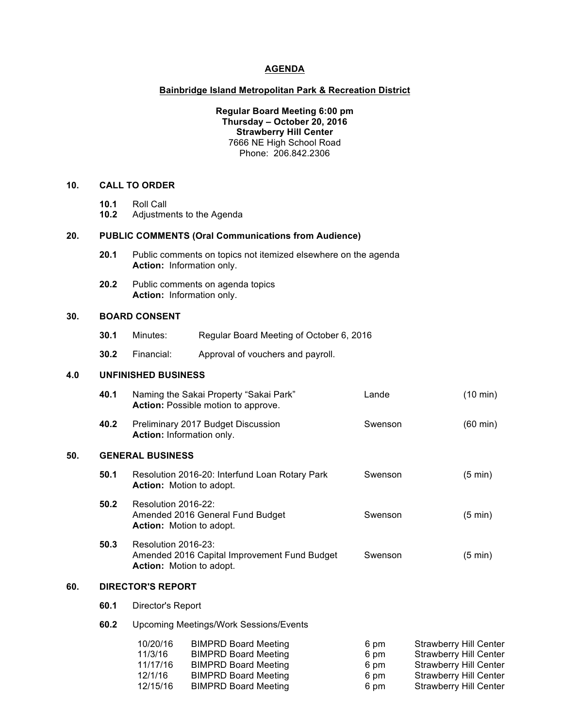# AGENDA

## Bainbridge Island Metropolitan Park & Recreation District

**Regular Board Meeting 6:00 pm**
**Thursday – October 20, 2016**
**Strawberry Hill Center**
7666 NE High School Road
Phone: 206.842.2306

### 10. CALL TO ORDER

- **10.1** Roll Call
- **10.2** Adjustments to the Agenda

### 20. PUBLIC COMMENTS (Oral Communications from Audience)

**20.1** Public comments on topics not itemized elsewhere on the agenda
**Action:** Information only.

**20.2** Public comments on agenda topics
**Action:** Information only.

### 30. BOARD CONSENT

**30.1** Minutes: Regular Board Meeting of October 6, 2016

**30.2** Financial: Approval of vouchers and payroll.

### 4.0 UNFINISHED BUSINESS

| | | | |
|---|---|---|---|
| **40.1** | Naming the Sakai Property “Sakai Park”<br>**Action:** Possible motion to approve. | Lande | (10 min) |
| **40.2** | Preliminary 2017 Budget Discussion<br>**Action:** Information only. | Swenson | (60 min) |

### 50. GENERAL BUSINESS

| | | | |
|---|---|---|---|
| **50.1** | Resolution 2016-20: Interfund Loan Rotary Park<br>**Action:** Motion to adopt. | Swenson | (5 min) |
| **50.2** | Resolution 2016-22:<br>Amended 2016 General Fund Budget<br>**Action:** Motion to adopt. | Swenson | (5 min) |
| **50.3** | Resolution 2016-23:<br>Amended 2016 Capital Improvement Fund Budget<br>**Action:** Motion to adopt. | Swenson | (5 min) |

### 60. DIRECTOR'S REPORT

**60.1** Director's Report

**60.2** Upcoming Meetings/Work Sessions/Events

| | | | |
|---|---|---|---|
| 10/20/16 | BIMPRD Board Meeting | 6 pm | Strawberry Hill Center |
| 11/3/16 | BIMPRD Board Meeting | 6 pm | Strawberry Hill Center |
| 11/17/16 | BIMPRD Board Meeting | 6 pm | Strawberry Hill Center |
| 12/1/16 | BIMPRD Board Meeting | 6 pm | Strawberry Hill Center |
| 12/15/16 | BIMPRD Board Meeting | 6 pm | Strawberry Hill Center |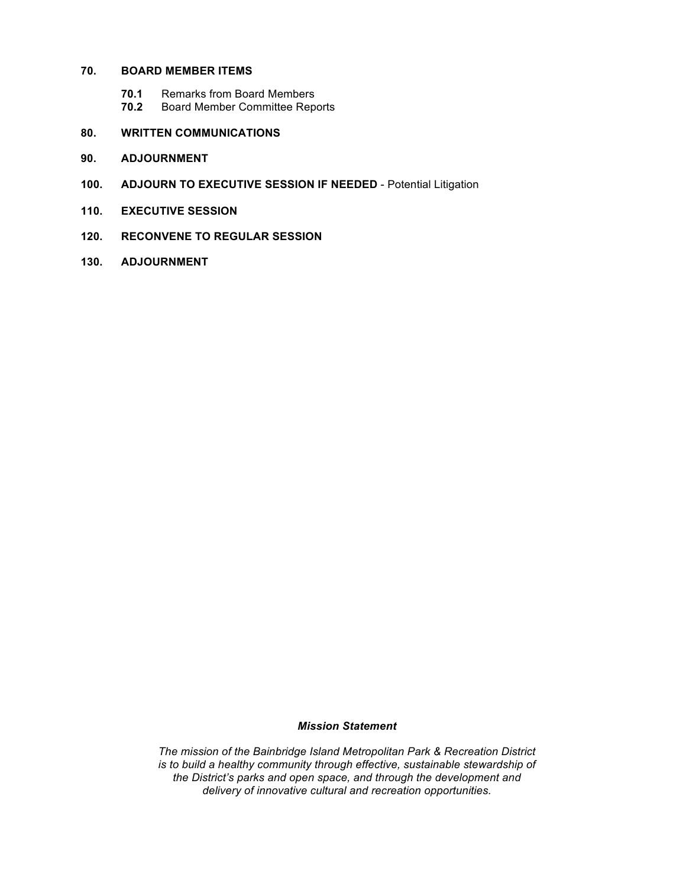**70. BOARD MEMBER ITEMS**

- **70.1** Remarks from Board Members
- **70.2** Board Member Committee Reports

**80. WRITTEN COMMUNICATIONS**

**90. ADJOURNMENT**

**100. ADJOURN TO EXECUTIVE SESSION IF NEEDED** - Potential Litigation

**110. EXECUTIVE SESSION**

**120. RECONVENE TO REGULAR SESSION**

**130. ADJOURNMENT**

***Mission Statement***

*The mission of the Bainbridge Island Metropolitan Park & Recreation District is to build a healthy community through effective, sustainable stewardship of the District's parks and open space, and through the development and delivery of innovative cultural and recreation opportunities.*